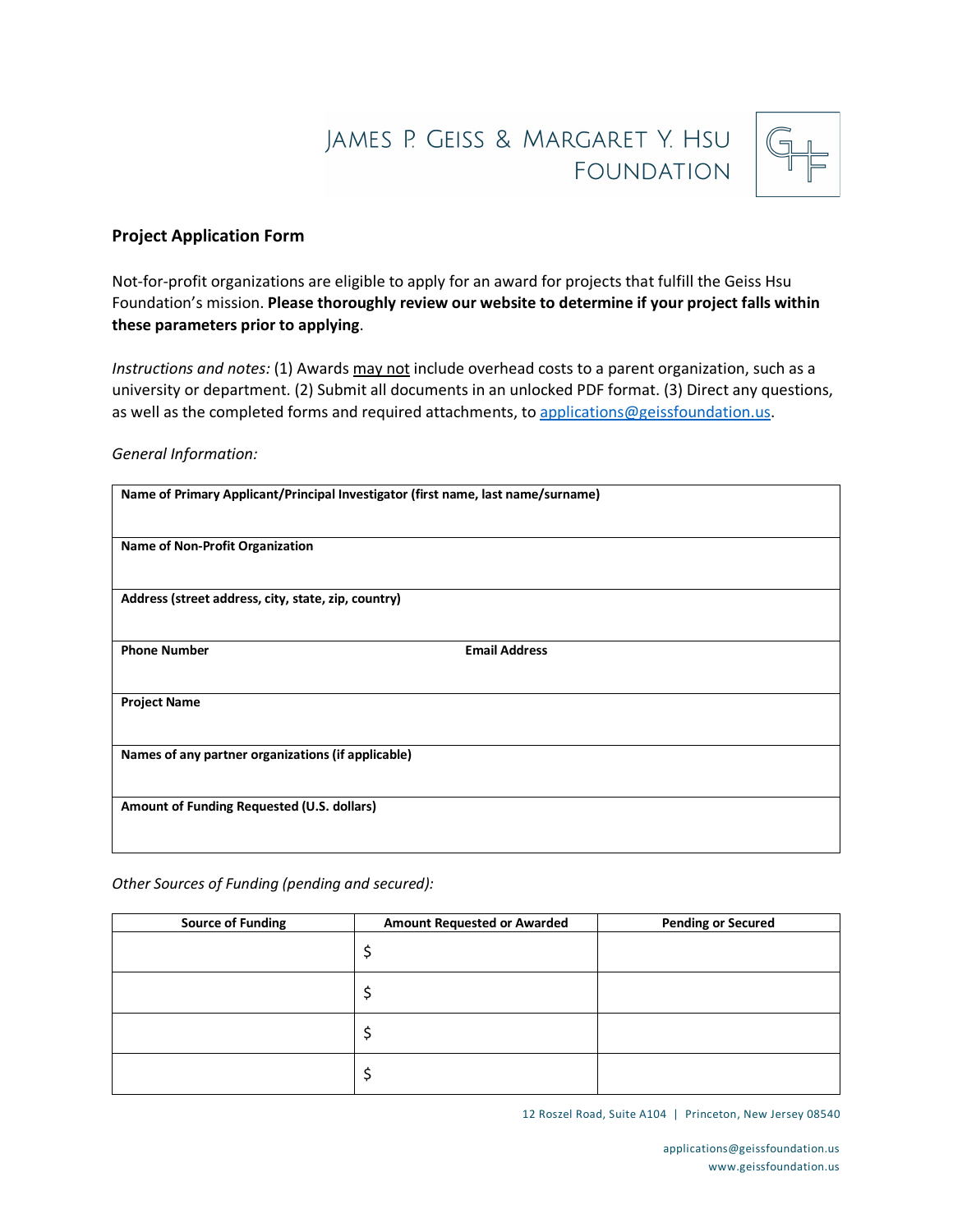JAMES P. GEISS & MARGARET Y. HSU FOUNDATION

## Project Application Form

Not-for-profit organizations are eligible to apply for an award for projects that fulfill the Geiss Hsu Foundation's mission. **Please thoroughly review our website to determine if your project falls within these parameters prior to applying**.

*Instructions and notes:* (1) Awards may not include overhead costs to a parent organization, such as a university or department. (2) Submit all documents in an unlocked PDF format. (3) Direct any questions, as well as the completed forms and required attachments, to applications@geissfoundation.us.

*General Information:*

| **Name of Primary Applicant/Principal Investigator (first name, last name/surname)** | |
|---|---|
| **Name of Non-Profit Organization** | |
| **Address (street address, city, state, zip, country)** | |
| **Phone Number** | **Email Address** |
| **Project Name** | |
| **Names of any partner organizations (if applicable)** | |
| **Amount of Funding Requested (U.S. dollars)** | |

*Other Sources of Funding (pending and secured):*

| Source of Funding | Amount Requested or Awarded | Pending or Secured |
|---|---|---|
| | $ | |
| | $ | |
| | $ | |
| | $ | |

12 Roszel Road, Suite A104 | Princeton, New Jersey 08540

applications@geissfoundation.us
www.geissfoundation.us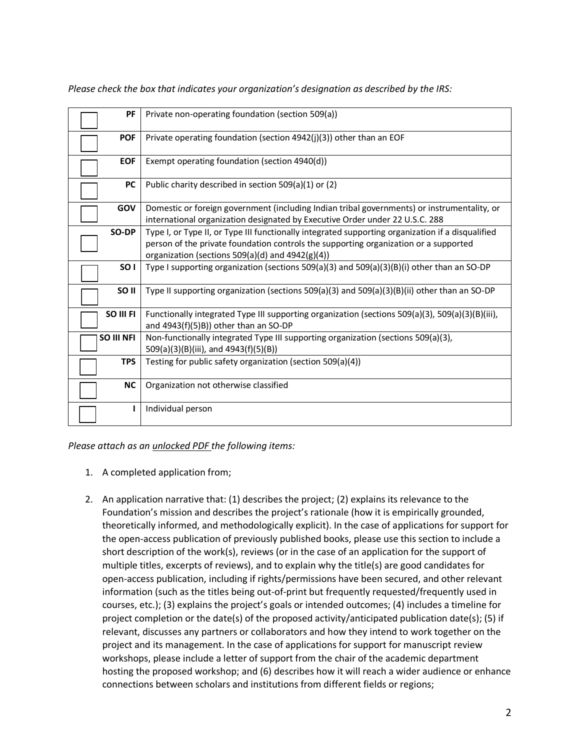*Please check the box that indicates your organization's designation as described by the IRS:*

| | | |
|---|---|---|
| ☐ | **PF** | Private non-operating foundation (section 509(a)) |
| ☐ | **POF** | Private operating foundation (section 4942(j)(3)) other than an EOF |
| ☐ | **EOF** | Exempt operating foundation (section 4940(d)) |
| ☐ | **PC** | Public charity described in section 509(a)(1) or (2) |
| ☐ | **GOV** | Domestic or foreign government (including Indian tribal governments) or instrumentality, or international organization designated by Executive Order under 22 U.S.C. 288 |
| ☐ | **SO-DP** | Type I, or Type II, or Type III functionally integrated supporting organization if a disqualified person of the private foundation controls the supporting organization or a supported organization (sections 509(a)(d) and 4942(g)(4)) |
| ☐ | **SO I** | Type I supporting organization (sections 509(a)(3) and 509(a)(3)(B)(i) other than an SO-DP |
| ☐ | **SO II** | Type II supporting organization (sections 509(a)(3) and 509(a)(3)(B)(ii) other than an SO-DP |
| ☐ | **SO III FI** | Functionally integrated Type III supporting organization (sections 509(a)(3), 509(a)(3)(B)(iii), and 4943(f)(5)B)) other than an SO-DP |
| ☐ | **SO III NFI** | Non-functionally integrated Type III supporting organization (sections 509(a)(3), 509(a)(3)(B)(iii), and 4943(f)(5)(B)) |
| ☐ | **TPS** | Testing for public safety organization (section 509(a)(4)) |
| ☐ | **NC** | Organization not otherwise classified |
| ☐ | **I** | Individual person |

*Please attach as an unlocked PDF the following items:*

1. A completed application from;
2. An application narrative that: (1) describes the project; (2) explains its relevance to the Foundation's mission and describes the project's rationale (how it is empirically grounded, theoretically informed, and methodologically explicit). In the case of applications for support for the open-access publication of previously published books, please use this section to include a short description of the work(s), reviews (or in the case of an application for the support of multiple titles, excerpts of reviews), and to explain why the title(s) are good candidates for open-access publication, including if rights/permissions have been secured, and other relevant information (such as the titles being out-of-print but frequently requested/frequently used in courses, etc.); (3) explains the project's goals or intended outcomes; (4) includes a timeline for project completion or the date(s) of the proposed activity/anticipated publication date(s); (5) if relevant, discusses any partners or collaborators and how they intend to work together on the project and its management. In the case of applications for support for manuscript review workshops, please include a letter of support from the chair of the academic department hosting the proposed workshop; and (6) describes how it will reach a wider audience or enhance connections between scholars and institutions from different fields or regions;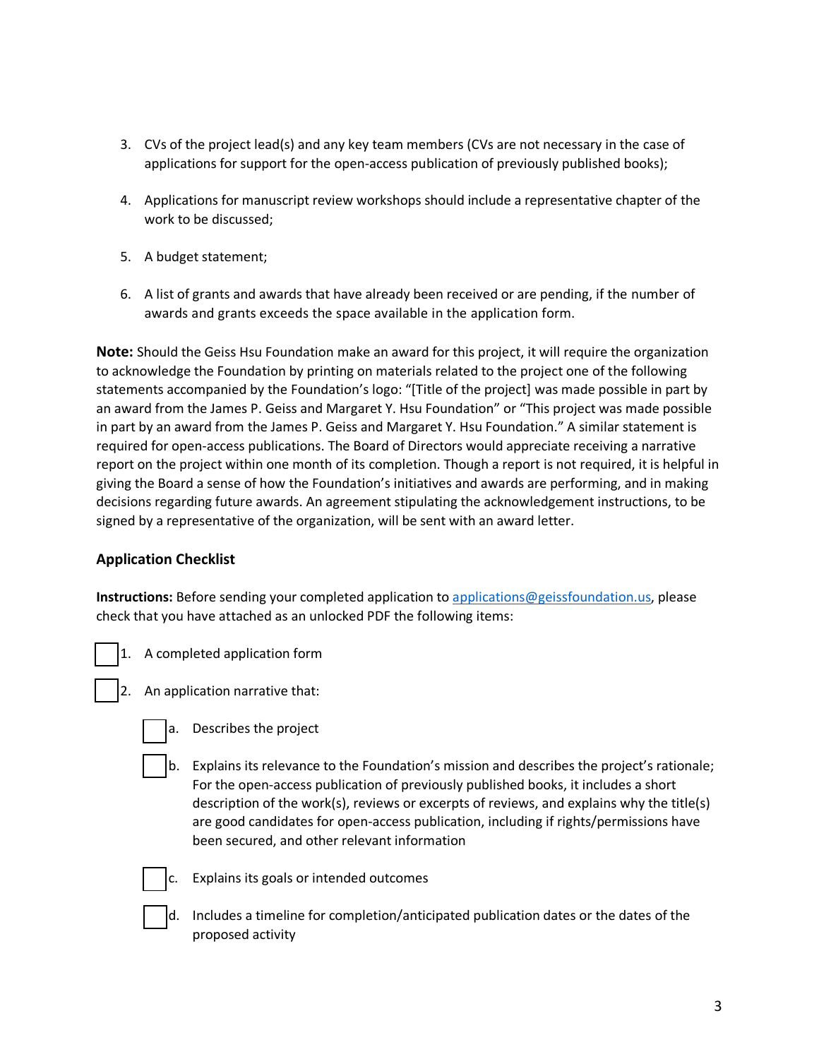3. CVs of the project lead(s) and any key team members (CVs are not necessary in the case of applications for support for the open-access publication of previously published books);

4. Applications for manuscript review workshops should include a representative chapter of the work to be discussed;

5. A budget statement;

6. A list of grants and awards that have already been received or are pending, if the number of awards and grants exceeds the space available in the application form.

**Note:** Should the Geiss Hsu Foundation make an award for this project, it will require the organization to acknowledge the Foundation by printing on materials related to the project one of the following statements accompanied by the Foundation's logo: "[Title of the project] was made possible in part by an award from the James P. Geiss and Margaret Y. Hsu Foundation" or "This project was made possible in part by an award from the James P. Geiss and Margaret Y. Hsu Foundation." A similar statement is required for open-access publications. The Board of Directors would appreciate receiving a narrative report on the project within one month of its completion. Though a report is not required, it is helpful in giving the Board a sense of how the Foundation's initiatives and awards are performing, and in making decisions regarding future awards. An agreement stipulating the acknowledgement instructions, to be signed by a representative of the organization, will be sent with an award letter.

### Application Checklist

**Instructions:** Before sending your completed application to applications@geissfoundation.us, please check that you have attached as an unlocked PDF the following items:

- [ ] 1. A completed application form
- [ ] 2. An application narrative that:
  - [ ] a. Describes the project
  - [ ] b. Explains its relevance to the Foundation's mission and describes the project's rationale; For the open-access publication of previously published books, it includes a short description of the work(s), reviews or excerpts of reviews, and explains why the title(s) are good candidates for open-access publication, including if rights/permissions have been secured, and other relevant information
  - [ ] c. Explains its goals or intended outcomes
  - [ ] d. Includes a timeline for completion/anticipated publication dates or the dates of the proposed activity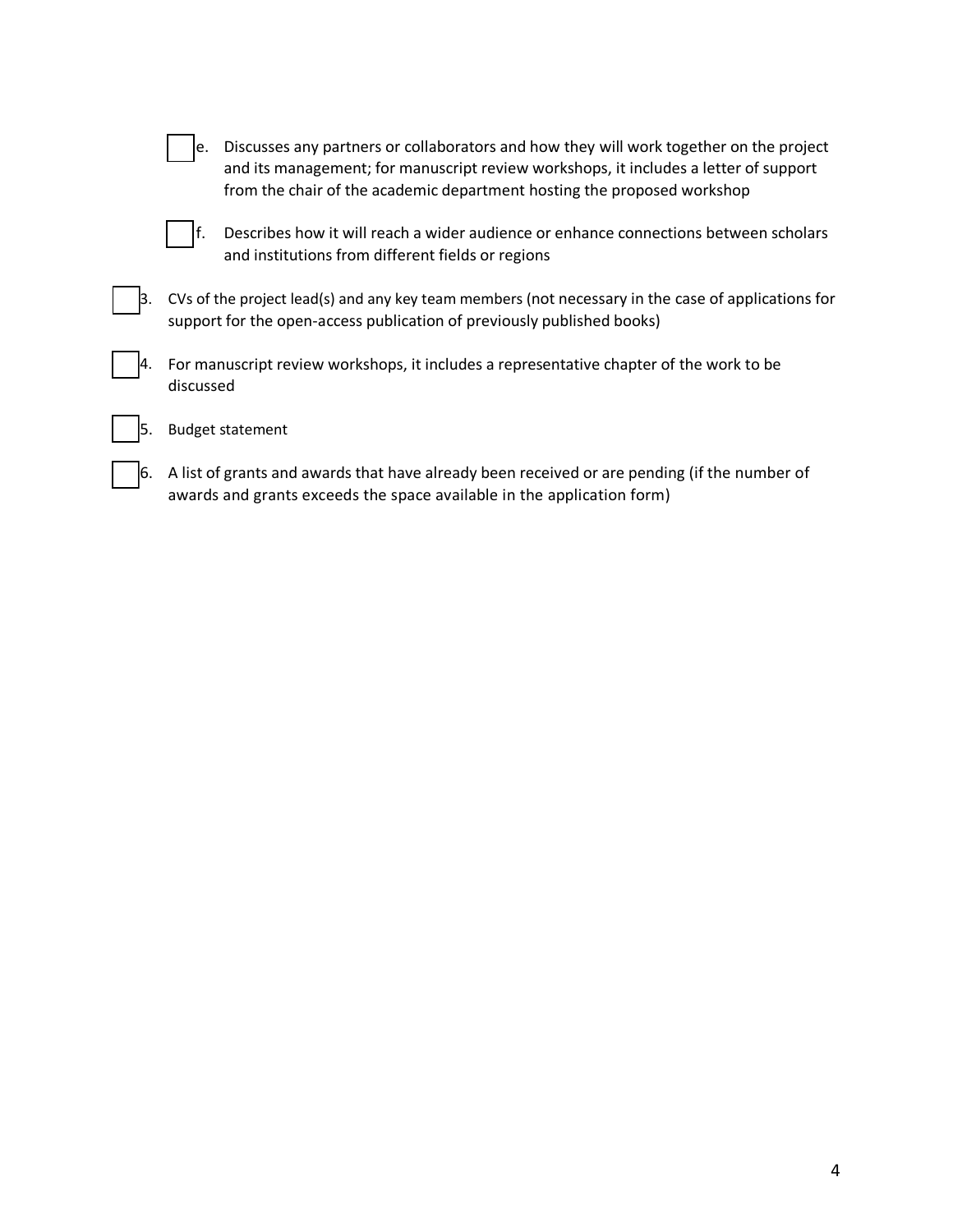- [ ] e. Discusses any partners or collaborators and how they will work together on the project and its management; for manuscript review workshops, it includes a letter of support from the chair of the academic department hosting the proposed workshop

- [ ] f. Describes how it will reach a wider audience or enhance connections between scholars and institutions from different fields or regions

- [ ] 3. CVs of the project lead(s) and any key team members (not necessary in the case of applications for support for the open-access publication of previously published books)

- [ ] 4. For manuscript review workshops, it includes a representative chapter of the work to be discussed

- [ ] 5. Budget statement

- [ ] 6. A list of grants and awards that have already been received or are pending (if the number of awards and grants exceeds the space available in the application form)